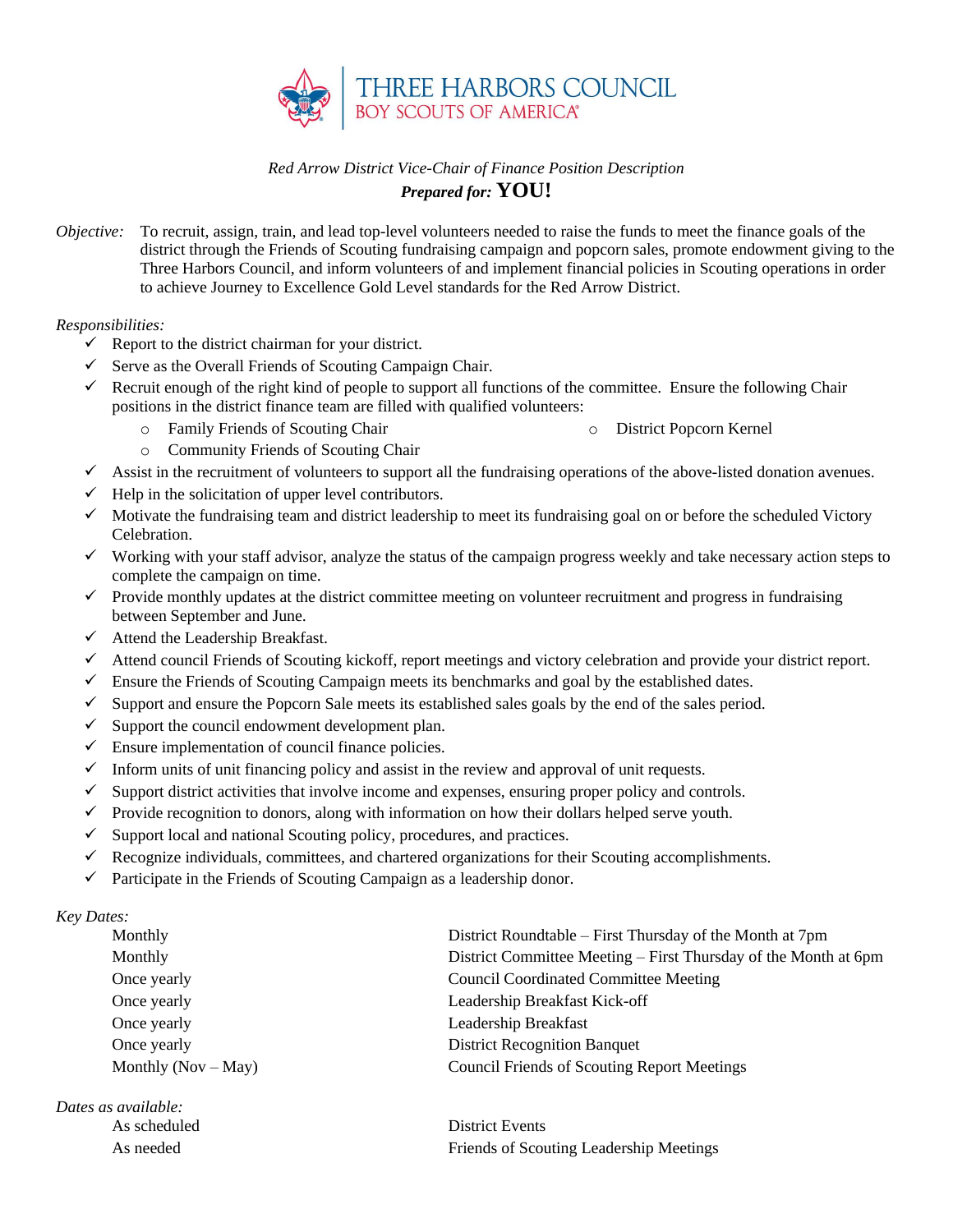THREE HARBORS COUNCIL
BOY SCOUTS OF AMERICA®

*Red Arrow District Vice-Chair of Finance Position Description*

***Prepared for:* YOU!**

*Objective:* To recruit, assign, train, and lead top-level volunteers needed to raise the funds to meet the finance goals of the district through the Friends of Scouting fundraising campaign and popcorn sales, promote endowment giving to the Three Harbors Council, and inform volunteers of and implement financial policies in Scouting operations in order to achieve Journey to Excellence Gold Level standards for the Red Arrow District.

*Responsibilities:*

- ✓ Report to the district chairman for your district.
- ✓ Serve as the Overall Friends of Scouting Campaign Chair.
- ✓ Recruit enough of the right kind of people to support all functions of the committee. Ensure the following Chair positions in the district finance team are filled with qualified volunteers:
  - Family Friends of Scouting Chair
  - Community Friends of Scouting Chair
  - District Popcorn Kernel
- ✓ Assist in the recruitment of volunteers to support all the fundraising operations of the above-listed donation avenues.
- ✓ Help in the solicitation of upper level contributors.
- ✓ Motivate the fundraising team and district leadership to meet its fundraising goal on or before the scheduled Victory Celebration.
- ✓ Working with your staff advisor, analyze the status of the campaign progress weekly and take necessary action steps to complete the campaign on time.
- ✓ Provide monthly updates at the district committee meeting on volunteer recruitment and progress in fundraising between September and June.
- ✓ Attend the Leadership Breakfast.
- ✓ Attend council Friends of Scouting kickoff, report meetings and victory celebration and provide your district report.
- ✓ Ensure the Friends of Scouting Campaign meets its benchmarks and goal by the established dates.
- ✓ Support and ensure the Popcorn Sale meets its established sales goals by the end of the sales period.
- ✓ Support the council endowment development plan.
- ✓ Ensure implementation of council finance policies.
- ✓ Inform units of unit financing policy and assist in the review and approval of unit requests.
- ✓ Support district activities that involve income and expenses, ensuring proper policy and controls.
- ✓ Provide recognition to donors, along with information on how their dollars helped serve youth.
- ✓ Support local and national Scouting policy, procedures, and practices.
- ✓ Recognize individuals, committees, and chartered organizations for their Scouting accomplishments.
- ✓ Participate in the Friends of Scouting Campaign as a leadership donor.

*Key Dates:*

| | |
|---|---|
| Monthly | District Roundtable – First Thursday of the Month at 7pm |
| Monthly | District Committee Meeting – First Thursday of the Month at 6pm |
| Once yearly | Council Coordinated Committee Meeting |
| Once yearly | Leadership Breakfast Kick-off |
| Once yearly | Leadership Breakfast |
| Once yearly | District Recognition Banquet |
| Monthly (Nov – May) | Council Friends of Scouting Report Meetings |

*Dates as available:*

| | |
|---|---|
| As scheduled | District Events |
| As needed | Friends of Scouting Leadership Meetings |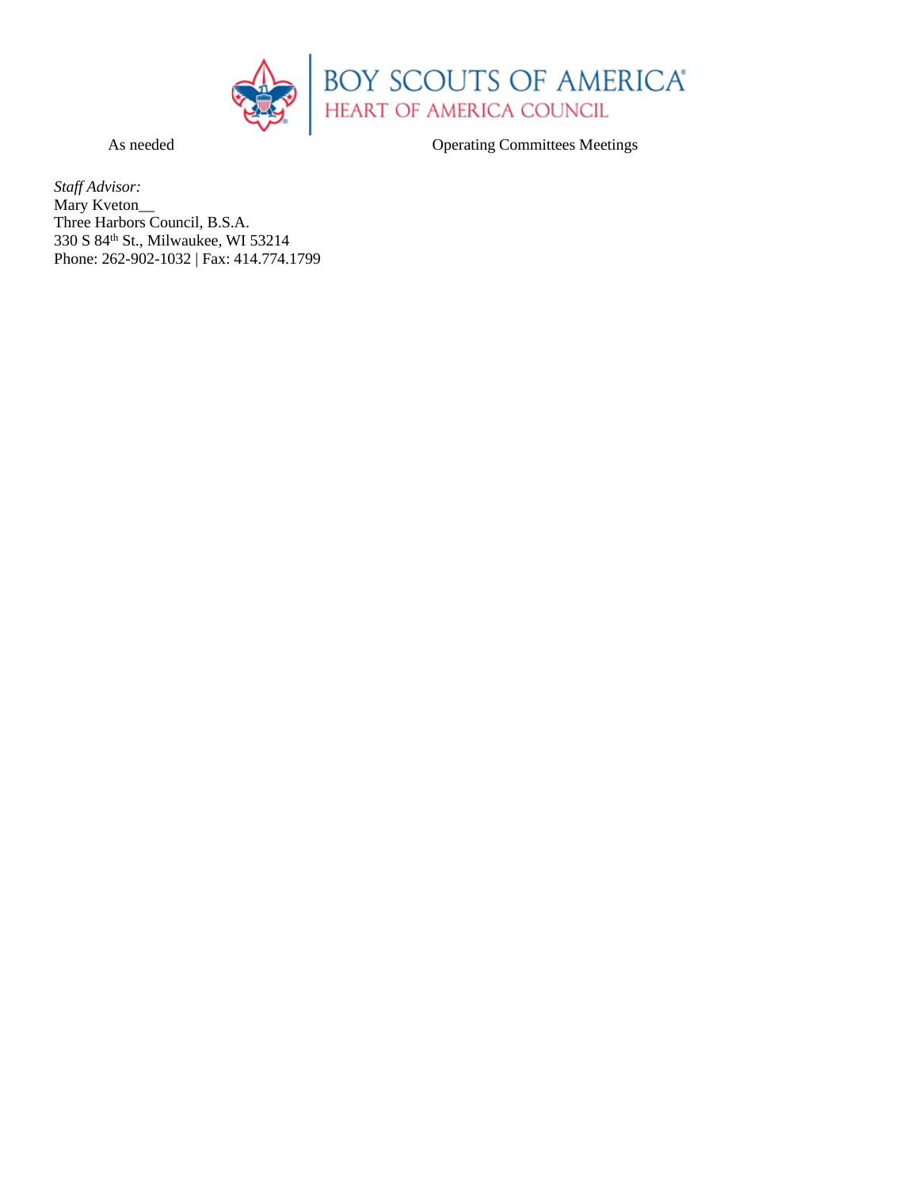As needed Operating Committees Meetings

*Staff Advisor:*
Mary Kveton__
Three Harbors Council, B.S.A.
330 S 84th St., Milwaukee, WI 53214
Phone: 262-902-1032 | Fax: 414.774.1799